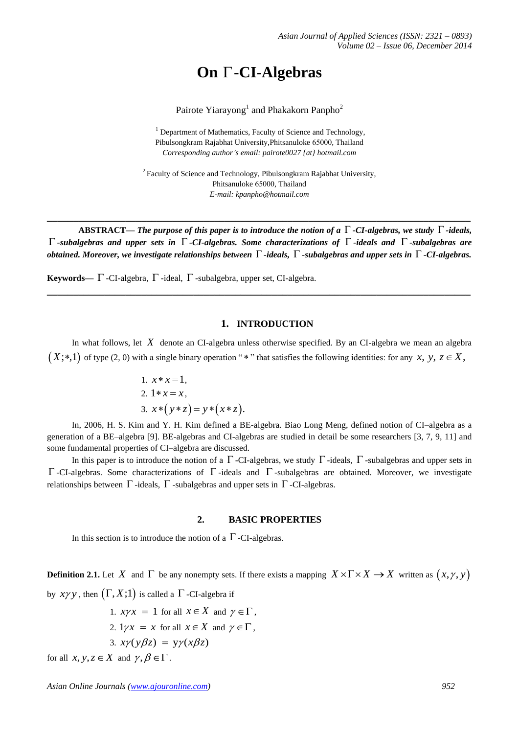# On $\Gamma$-CI-Algebras

Pairote Yiarayong[1] and Phakakorn Panpho[2]

[1] Department of Mathematics, Faculty of Science and Technology, Pibulsongkram Rajabhat University,Phitsanuloke 65000, Thailand
*Corresponding author's email: pairote0027 {at} hotmail.com*

[2] Faculty of Science and Technology, Pibulsongkram Rajabhat University, Phitsanuloke 65000, Thailand
*E-mail: kpanpho@hotmail.com*

---

**ABSTRACT—** ***The purpose of this paper is to introduce the notion of a $\Gamma$-CI-algebras, we study $\Gamma$-ideals, $\Gamma$-subalgebras and upper sets in $\Gamma$-CI-algebras. Some characterizations of $\Gamma$-ideals and $\Gamma$-subalgebras are obtained. Moreover, we investigate relationships between $\Gamma$-ideals, $\Gamma$-subalgebras and upper sets in $\Gamma$-CI-algebras.***

**Keywords—** $\Gamma$-CI-algebra, $\Gamma$-ideal, $\Gamma$-subalgebra, upper set, CI-algebra.

---

## 1. INTRODUCTION

In what follows, let $X$ denote an CI-algebra unless otherwise specified. By an CI-algebra we mean an algebra $(X;*,1)$ of type (2, 0) with a single binary operation "$*$" that satisfies the following identities: for any $x, y, z \in X$,

1. $x*x=1$,
2. $1*x=x$,
3. $x*(y*z)=y*(x*z)$.

In, 2006, H. S. Kim and Y. H. Kim defined a BE-algebra. Biao Long Meng, defined notion of CI–algebra as a generation of a BE–algebra [9]. BE-algebras and CI-algebras are studied in detail be some researchers [3, 7, 9, 11] and some fundamental properties of CI–algebra are discussed.

In this paper is to introduce the notion of a $\Gamma$-CI-algebras, we study $\Gamma$-ideals, $\Gamma$-subalgebras and upper sets in $\Gamma$-CI-algebras. Some characterizations of $\Gamma$-ideals and $\Gamma$-subalgebras are obtained. Moreover, we investigate relationships between $\Gamma$-ideals, $\Gamma$-subalgebras and upper sets in $\Gamma$-CI-algebras.

## 2. BASIC PROPERTIES

In this section is to introduce the notion of a $\Gamma$-CI-algebras.

**Definition 2.1.** Let $X$ and $\Gamma$ be any nonempty sets. If there exists a mapping $X\times\Gamma\times X\rightarrow X$ written as $(x,\gamma,y)$ by $x\gamma y$, then $(\Gamma, X;1)$ is called a $\Gamma$-CI-algebra if

1. $x\gamma x = 1$ for all $x\in X$ and $\gamma\in\Gamma$,
2. $1\gamma x = x$ for all $x\in X$ and $\gamma\in\Gamma$,
3. $x\gamma(y\beta z) = y\gamma(x\beta z)$

for all $x,y,z\in X$ and $\gamma,\beta\in\Gamma$.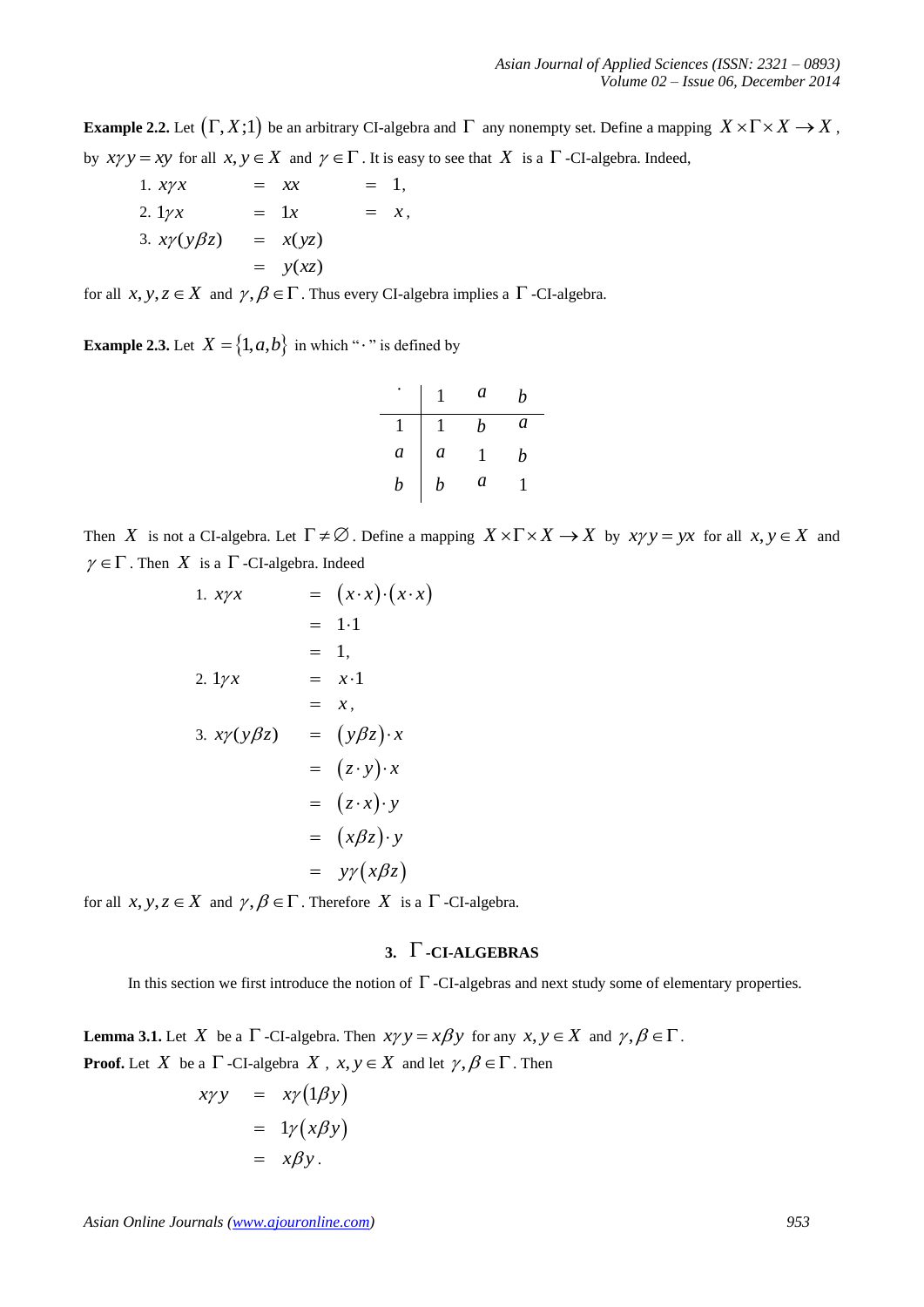**Example 2.2.** Let $(\Gamma, X;1)$ be an arbitrary CI-algebra and $\Gamma$ any nonempty set. Define a mapping $X \times \Gamma \times X \to X$, by $x\gamma y = xy$ for all $x, y \in X$ and $\gamma \in \Gamma$. It is easy to see that $X$ is a $\Gamma$-CI-algebra. Indeed,

$$
\begin{aligned}
&1.\ x\gamma x &&= xx &&= 1,\\
&2.\ 1\gamma x &&= 1x &&= x,\\
&3.\ x\gamma(y\beta z) &&= x(yz) &&\\
& &&= y(xz) &&
\end{aligned}
$$

for all $x, y, z \in X$ and $\gamma, \beta \in \Gamma$. Thus every CI-algebra implies a $\Gamma$-CI-algebra.

**Example 2.3.** Let $X = \{1, a, b\}$ in which "$\cdot$" is defined by

| $\cdot$ | $1$ | $a$ | $b$ |
|---|---|---|---|
| $1$ | $1$ | $b$ | $a$ |
| $a$ | $a$ | $1$ | $b$ |
| $b$ | $b$ | $a$ | $1$ |

Then $X$ is not a CI-algebra. Let $\Gamma \neq \varnothing$. Define a mapping $X \times \Gamma \times X \to X$ by $x\gamma y = yx$ for all $x, y \in X$ and $\gamma \in \Gamma$. Then $X$ is a $\Gamma$-CI-algebra. Indeed

$$
\begin{aligned}
&1.\ x\gamma x &&= (x \cdot x)\cdot(x \cdot x)\\
& &&= 1 \cdot 1\\
& &&= 1,\\
&2.\ 1\gamma x &&= x \cdot 1\\
& &&= x,\\
&3.\ x\gamma(y\beta z) &&= (y\beta z)\cdot x\\
& &&= (z \cdot y)\cdot x\\
& &&= (z \cdot x)\cdot y\\
& &&= (x\beta z)\cdot y\\
& &&= y\gamma(x\beta z)
\end{aligned}
$$

for all $x, y, z \in X$ and $\gamma, \beta \in \Gamma$. Therefore $X$ is a $\Gamma$-CI-algebra.

## 3. $\Gamma$-CI-ALGEBRAS

In this section we first introduce the notion of $\Gamma$-CI-algebras and next study some of elementary properties.

**Lemma 3.1.** Let $X$ be a $\Gamma$-CI-algebra. Then $x\gamma y = x\beta y$ for any $x, y \in X$ and $\gamma, \beta \in \Gamma$.

**Proof.** Let $X$ be a $\Gamma$-CI-algebra $X$, $x, y \in X$ and let $\gamma, \beta \in \Gamma$. Then

$$
\begin{aligned}
x\gamma y &= x\gamma(1\beta y)\\
&= 1\gamma(x\beta y)\\
&= x\beta y.
\end{aligned}
$$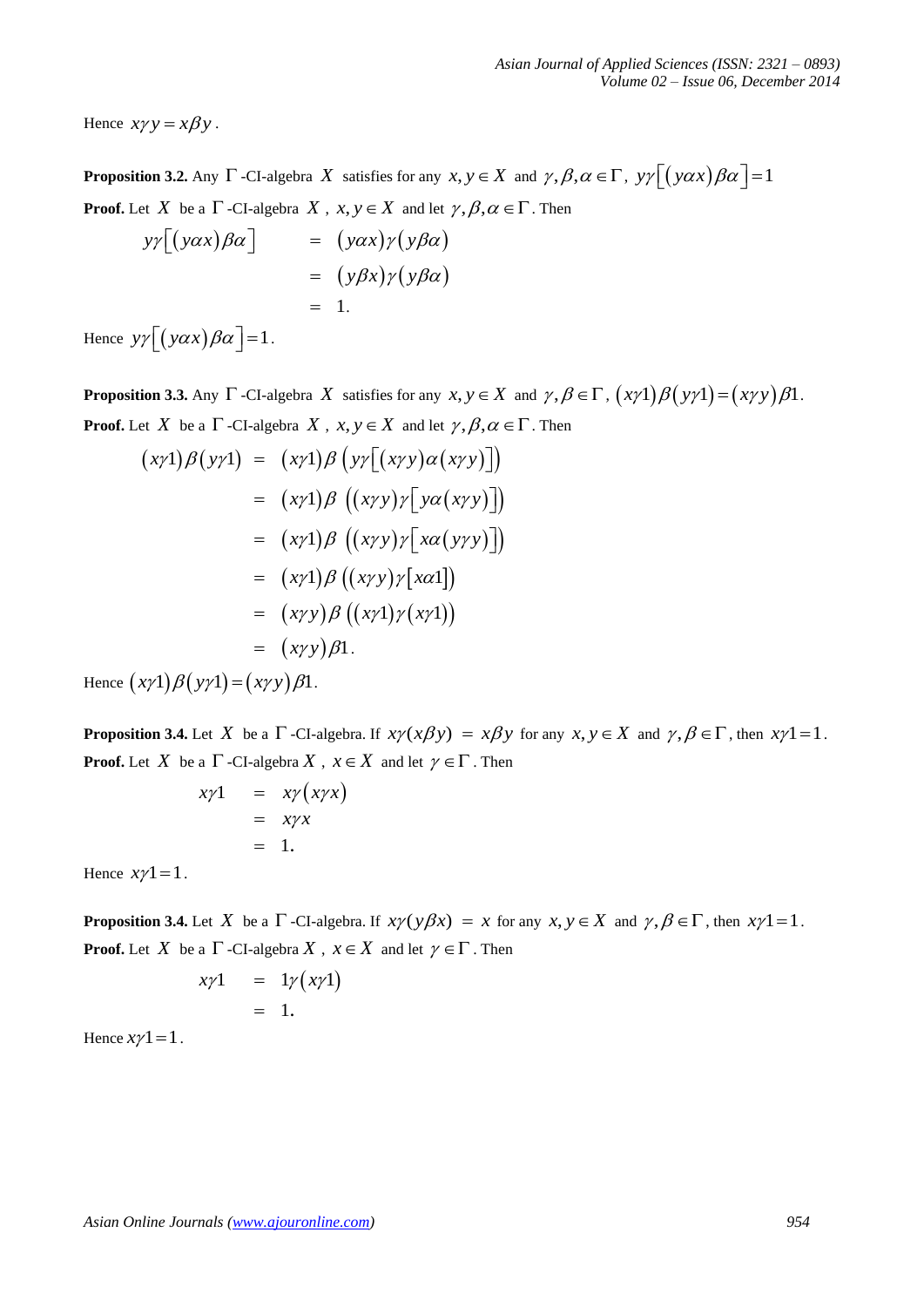Hence $x\gamma y = x\beta y$.

**Proposition 3.2.** Any $\Gamma$-CI-algebra $X$ satisfies for any $x, y \in X$ and $\gamma, \beta, \alpha \in \Gamma$, $y\gamma\left[\left(y\alpha x\right)\beta\alpha\right] = 1$

**Proof.** Let $X$ be a $\Gamma$-CI-algebra $X$, $x, y \in X$ and let $\gamma, \beta, \alpha \in \Gamma$. Then

$$
\begin{aligned}
y\gamma\left[\left(y\alpha x\right)\beta\alpha\right] &= \left(y\alpha x\right)\gamma\left(y\beta\alpha\right) \\
&= \left(y\beta x\right)\gamma\left(y\beta\alpha\right) \\
&= 1.
\end{aligned}
$$

Hence $y\gamma\left[\left(y\alpha x\right)\beta\alpha\right] = 1$.

**Proposition 3.3.** Any $\Gamma$-CI-algebra $X$ satisfies for any $x, y \in X$ and $\gamma, \beta \in \Gamma$, $\left(x\gamma 1\right)\beta\left(y\gamma 1\right) = \left(x\gamma y\right)\beta 1$.

**Proof.** Let $X$ be a $\Gamma$-CI-algebra $X$, $x, y \in X$ and let $\gamma, \beta, \alpha \in \Gamma$. Then

$$
\begin{aligned}
\left(x\gamma 1\right)\beta\left(y\gamma 1\right) &= \left(x\gamma 1\right)\beta\left(y\gamma\left[\left(x\gamma y\right)\alpha\left(x\gamma y\right)\right]\right) \\
&= \left(x\gamma 1\right)\beta\left(\left(x\gamma y\right)\gamma\left[y\alpha\left(x\gamma y\right)\right]\right) \\
&= \left(x\gamma 1\right)\beta\left(\left(x\gamma y\right)\gamma\left[x\alpha\left(y\gamma y\right)\right]\right) \\
&= \left(x\gamma 1\right)\beta\left(\left(x\gamma y\right)\gamma\left[x\alpha 1\right]\right) \\
&= \left(x\gamma y\right)\beta\left(\left(x\gamma 1\right)\gamma\left(x\gamma 1\right)\right) \\
&= \left(x\gamma y\right)\beta 1.
\end{aligned}
$$

Hence $\left(x\gamma 1\right)\beta\left(y\gamma 1\right) = \left(x\gamma y\right)\beta 1$.

**Proposition 3.4.** Let $X$ be a $\Gamma$-CI-algebra. If $x\gamma(x\beta y) = x\beta y$ for any $x, y \in X$ and $\gamma, \beta \in \Gamma$, then $x\gamma 1 = 1$.

**Proof.** Let $X$ be a $\Gamma$-CI-algebra $X$, $x \in X$ and let $\gamma \in \Gamma$. Then

$$
\begin{aligned}
x\gamma 1 &= x\gamma\left(x\gamma x\right) \\
&= x\gamma x \\
&= 1.
\end{aligned}
$$

Hence $x\gamma 1 = 1$.

**Proposition 3.4.** Let $X$ be a $\Gamma$-CI-algebra. If $x\gamma(y\beta x) = x$ for any $x, y \in X$ and $\gamma, \beta \in \Gamma$, then $x\gamma 1 = 1$.

**Proof.** Let $X$ be a $\Gamma$-CI-algebra $X$, $x \in X$ and let $\gamma \in \Gamma$. Then

$$
\begin{aligned}
x\gamma 1 &= 1\gamma\left(x\gamma 1\right) \\
&= 1.
\end{aligned}
$$

Hence $x\gamma 1 = 1$.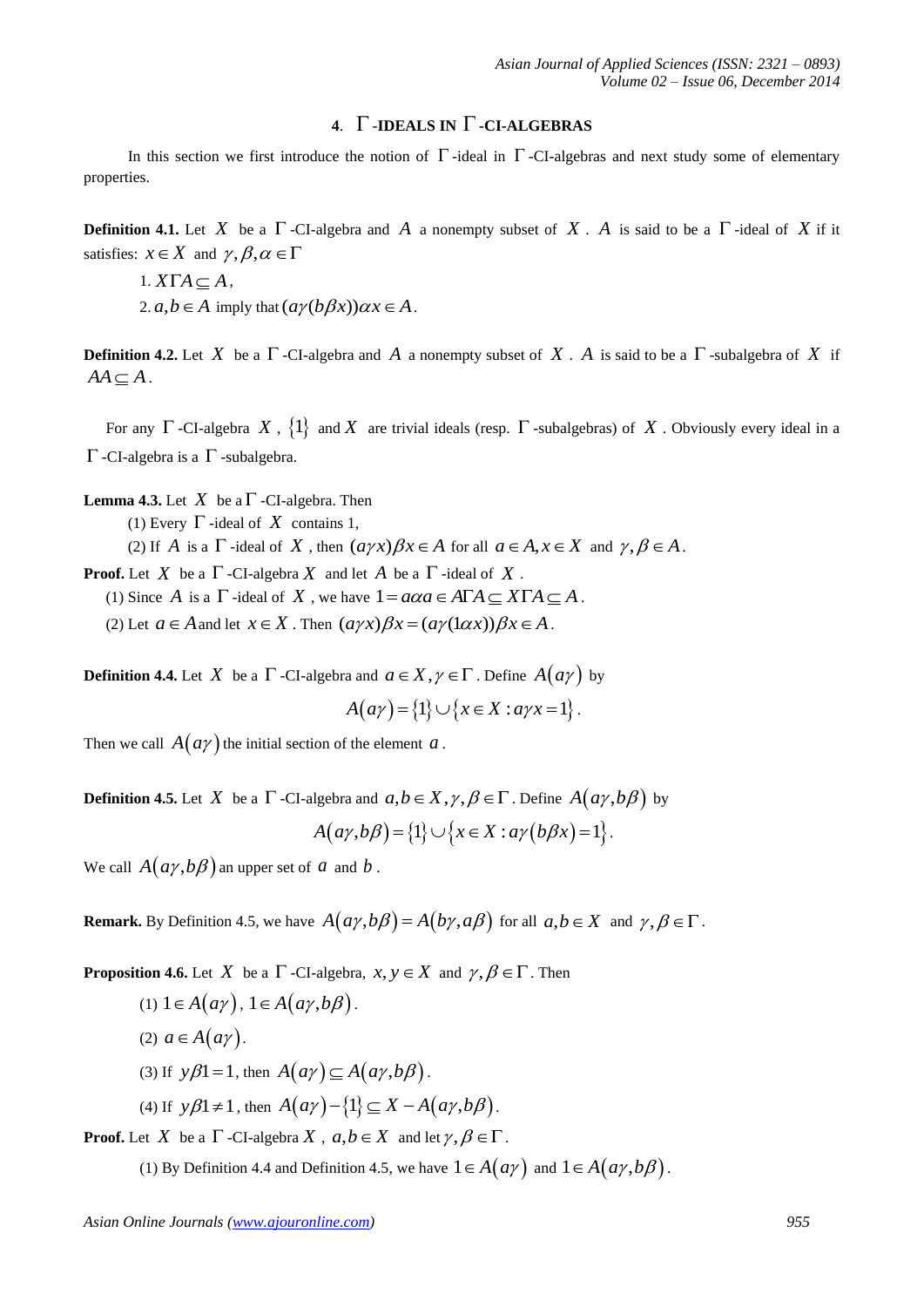## 4. $\Gamma$-IDEALS IN $\Gamma$-CI-ALGEBRAS

In this section we first introduce the notion of $\Gamma$-ideal in $\Gamma$-CI-algebras and next study some of elementary properties.

**Definition 4.1.** Let $X$ be a $\Gamma$-CI-algebra and $A$ a nonempty subset of $X$. $A$ is said to be a $\Gamma$-ideal of $X$ if it satisfies: $x \in X$ and $\gamma, \beta, \alpha \in \Gamma$

1. $X\Gamma A \subseteq A$,
2. $a, b \in A$ imply that $(a\gamma(b\beta x))\alpha x \in A$.

**Definition 4.2.** Let $X$ be a $\Gamma$-CI-algebra and $A$ a nonempty subset of $X$. $A$ is said to be a $\Gamma$-subalgebra of $X$ if $AA \subseteq A$.

For any $\Gamma$-CI-algebra $X$, $\{1\}$ and $X$ are trivial ideals (resp. $\Gamma$-subalgebras) of $X$. Obviously every ideal in a $\Gamma$-CI-algebra is a $\Gamma$-subalgebra.

**Lemma 4.3.** Let $X$ be a $\Gamma$-CI-algebra. Then

(1) Every $\Gamma$-ideal of $X$ contains 1,

(2) If $A$ is a $\Gamma$-ideal of $X$, then $(a\gamma x)\beta x \in A$ for all $a \in A, x \in X$ and $\gamma, \beta \in A$.

**Proof.** Let $X$ be a $\Gamma$-CI-algebra $X$ and let $A$ be a $\Gamma$-ideal of $X$.

(1) Since $A$ is a $\Gamma$-ideal of $X$, we have $1 = a\alpha a \in A\Gamma A \subseteq X\Gamma A \subseteq A$.

(2) Let $a \in A$ and let $x \in X$. Then $(a\gamma x)\beta x = (a\gamma(1\alpha x))\beta x \in A$.

**Definition 4.4.** Let $X$ be a $\Gamma$-CI-algebra and $a \in X, \gamma \in \Gamma$. Define $A(a\gamma)$ by

$$A(a\gamma) = \{1\} \cup \{x \in X : a\gamma x = 1\}.$$

Then we call $A(a\gamma)$ the initial section of the element $a$.

**Definition 4.5.** Let $X$ be a $\Gamma$-CI-algebra and $a, b \in X, \gamma, \beta \in \Gamma$. Define $A(a\gamma, b\beta)$ by

$$A(a\gamma, b\beta) = \{1\} \cup \{x \in X : a\gamma(b\beta x) = 1\}.$$

We call $A(a\gamma, b\beta)$ an upper set of $a$ and $b$.

**Remark.** By Definition 4.5, we have $A(a\gamma, b\beta) = A(b\gamma, a\beta)$ for all $a, b \in X$ and $\gamma, \beta \in \Gamma$.

**Proposition 4.6.** Let $X$ be a $\Gamma$-CI-algebra, $x, y \in X$ and $\gamma, \beta \in \Gamma$. Then

(1) $1 \in A(a\gamma)$, $1 \in A(a\gamma, b\beta)$.

(2) $a \in A(a\gamma)$.

(3) If $y\beta 1 = 1$, then $A(a\gamma) \subseteq A(a\gamma, b\beta)$.

(4) If $y\beta 1 \neq 1$, then $A(a\gamma) - \{1\} \subseteq X - A(a\gamma, b\beta)$.

**Proof.** Let $X$ be a $\Gamma$-CI-algebra $X$, $a, b \in X$ and let $\gamma, \beta \in \Gamma$.

(1) By Definition 4.4 and Definition 4.5, we have $1 \in A(a\gamma)$ and $1 \in A(a\gamma, b\beta)$.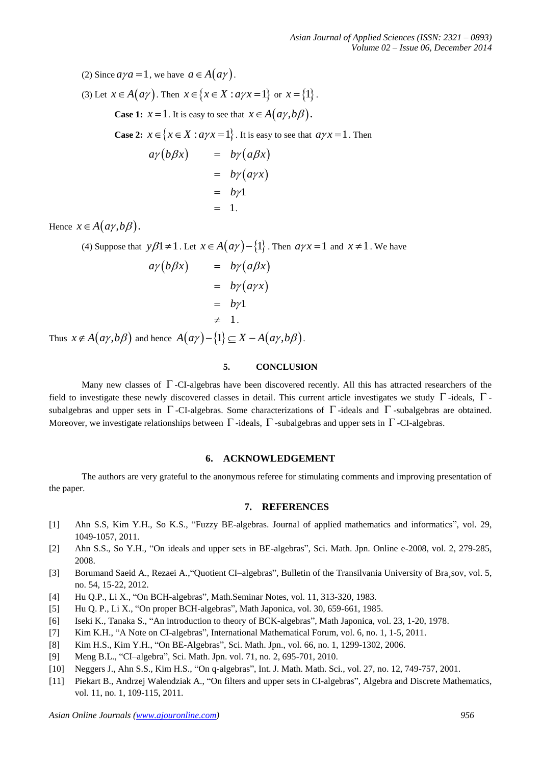(2) Since $a\gamma a = 1$, we have $a \in A(a\gamma)$.

(3) Let $x \in A(a\gamma)$. Then $x \in \{x \in X : a\gamma x = 1\}$ or $x = \{1\}$.

**Case 1:** $x = 1$. It is easy to see that $x \in A(a\gamma, b\beta)$.

**Case 2:** $x \in \{x \in X : a\gamma x = 1\}$. It is easy to see that $a\gamma x = 1$. Then

$$
\begin{aligned}
a\gamma(b\beta x) &= b\gamma(a\beta x) \\
&= b\gamma(a\gamma x) \\
&= b\gamma 1 \\
&= 1.
\end{aligned}
$$

Hence $x \in A(a\gamma, b\beta)$.

(4) Suppose that $y\beta 1 \neq 1$. Let $x \in A(a\gamma) - \{1\}$. Then $a\gamma x = 1$ and $x \neq 1$. We have

$$
\begin{aligned}
a\gamma(b\beta x) &= b\gamma(a\beta x) \\
&= b\gamma(a\gamma x) \\
&= b\gamma 1 \\
&\neq 1.
\end{aligned}
$$

Thus $x \notin A(a\gamma, b\beta)$ and hence $A(a\gamma) - \{1\} \subseteq X - A(a\gamma, b\beta)$.

## 5. CONCLUSION

Many new classes of $\Gamma$-CI-algebras have been discovered recently. All this has attracted researchers of the field to investigate these newly discovered classes in detail. This current article investigates we study $\Gamma$-ideals, $\Gamma$-subalgebras and upper sets in $\Gamma$-CI-algebras. Some characterizations of $\Gamma$-ideals and $\Gamma$-subalgebras are obtained. Moreover, we investigate relationships between $\Gamma$-ideals, $\Gamma$-subalgebras and upper sets in $\Gamma$-CI-algebras.

## 6. ACKNOWLEDGEMENT

The authors are very grateful to the anonymous referee for stimulating comments and improving presentation of the paper.

## 7. REFERENCES

[1] Ahn S.S, Kim Y.H., So K.S., "Fuzzy BE-algebras. Journal of applied mathematics and informatics", vol. 29, 1049-1057, 2011.

[2] Ahn S.S., So Y.H., "On ideals and upper sets in BE-algebras", Sci. Math. Jpn. Online e-2008, vol. 2, 279-285, 2008.

[3] Borumand Saeid A., Rezaei A.,"Quotient CI–algebras", Bulletin of the Transilvania University of Bra¸sov, vol. 5, no. 54, 15-22, 2012.

[4] Hu Q.P., Li X., "On BCH-algebras", Math.Seminar Notes, vol. 11, 313-320, 1983.

[5] Hu Q. P., Li X., "On proper BCH-algebras", Math Japonica, vol. 30, 659-661, 1985.

[6] Iseki K., Tanaka S., "An introduction to theory of BCK-algebras", Math Japonica, vol. 23, 1-20, 1978.

[7] Kim K.H., "A Note on CI-algebras", International Mathematical Forum, vol. 6, no. 1, 1-5, 2011.

[8] Kim H.S., Kim Y.H., "On BE-Algebras", Sci. Math. Jpn., vol. 66, no. 1, 1299-1302, 2006.

[9] Meng B.L., "CI–algebra", Sci. Math. Jpn. vol. 71, no. 2, 695-701, 2010.

[10] Neggers J., Ahn S.S., Kim H.S., "On q-algebras", Int. J. Math. Math. Sci., vol. 27, no. 12, 749-757, 2001.

[11] Piekart B., Andrzej Walendziak A., "On filters and upper sets in CI-algebras", Algebra and Discrete Mathematics, vol. 11, no. 1, 109-115, 2011.